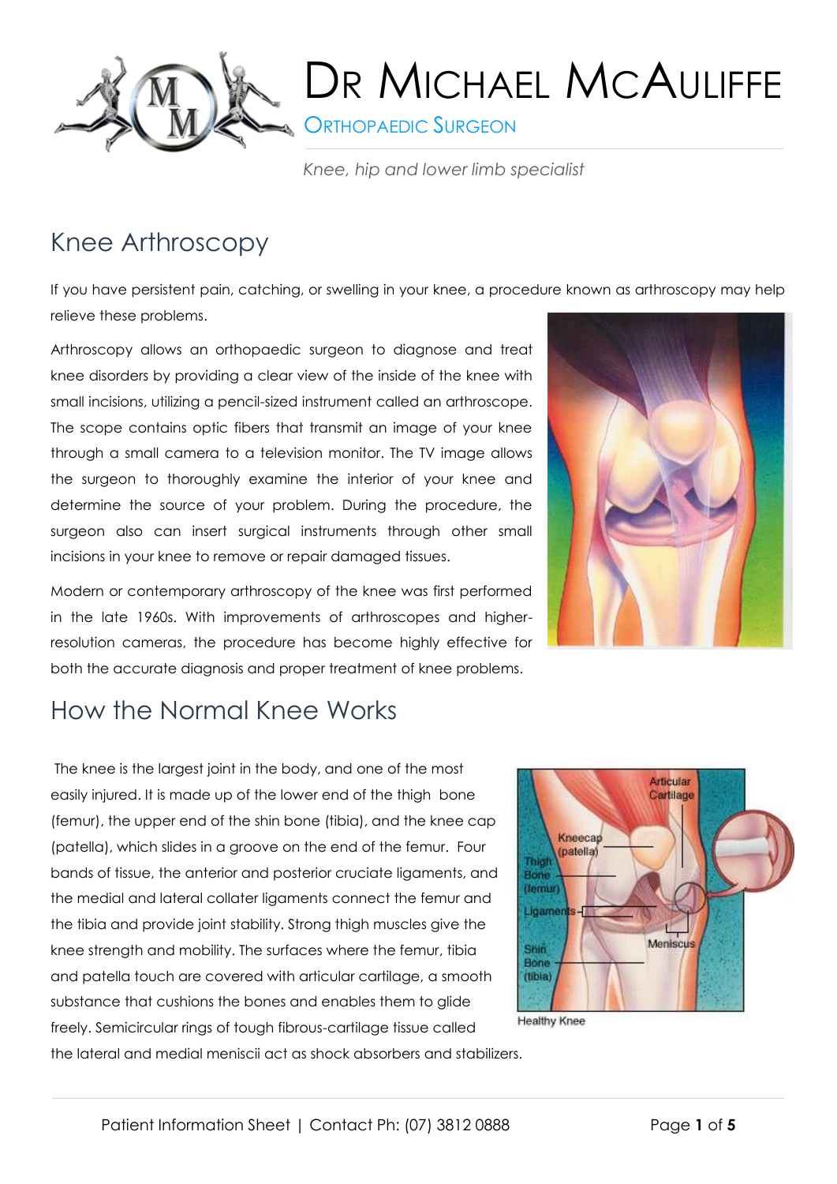# Dr Michael McAuliffe

Orthopaedic Surgeon

*Knee, hip and lower limb specialist*

## Knee Arthroscopy

If you have persistent pain, catching, or swelling in your knee, a procedure known as arthroscopy may help relieve these problems.

Arthroscopy allows an orthopaedic surgeon to diagnose and treat knee disorders by providing a clear view of the inside of the knee with small incisions, utilizing a pencil-sized instrument called an arthroscope. The scope contains optic fibers that transmit an image of your knee through a small camera to a television monitor. The TV image allows the surgeon to thoroughly examine the interior of your knee and determine the source of your problem. During the procedure, the surgeon also can insert surgical instruments through other small incisions in your knee to remove or repair damaged tissues.

Modern or contemporary arthroscopy of the knee was first performed in the late 1960s. With improvements of arthroscopes and higher-resolution cameras, the procedure has become highly effective for both the accurate diagnosis and proper treatment of knee problems.

## How the Normal Knee Works

The knee is the largest joint in the body, and one of the most easily injured. It is made up of the lower end of the thigh bone (femur), the upper end of the shin bone (tibia), and the knee cap (patella), which slides in a groove on the end of the femur. Four bands of tissue, the anterior and posterior cruciate ligaments, and the medial and lateral collater ligaments connect the femur and the tibia and provide joint stability. Strong thigh muscles give the knee strength and mobility. The surfaces where the femur, tibia and patella touch are covered with articular cartilage, a smooth substance that cushions the bones and enables them to glide freely. Semicircular rings of tough fibrous-cartilage tissue called the lateral and medial meniscii act as shock absorbers and stabilizers.

Healthy Knee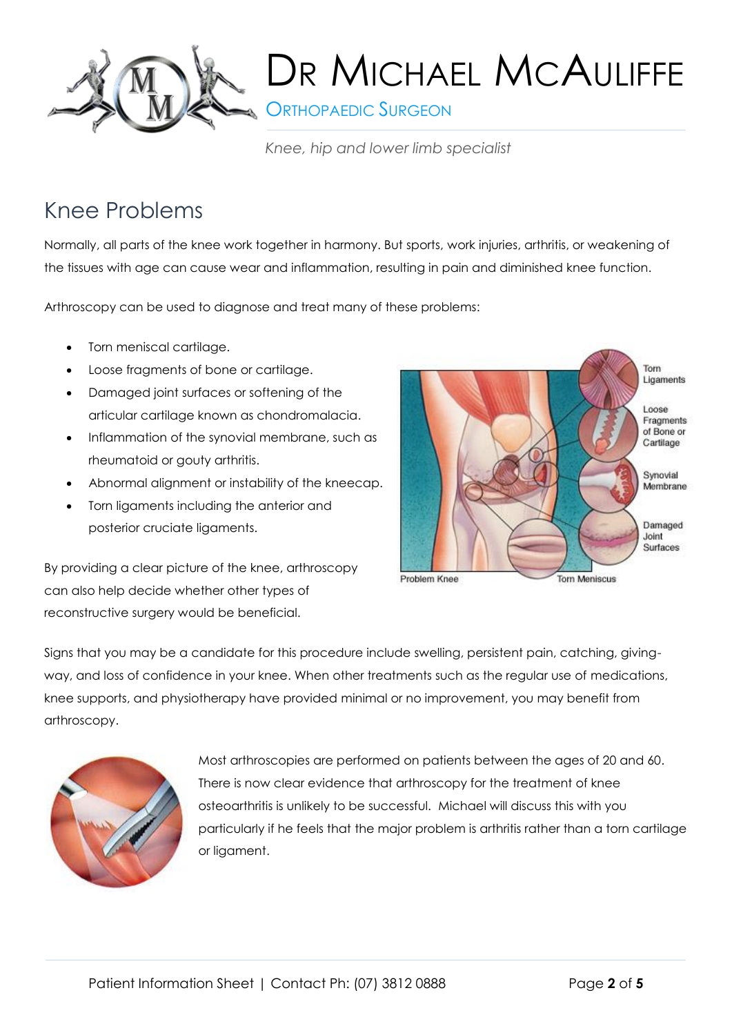# Knee Problems

Normally, all parts of the knee work together in harmony. But sports, work injuries, arthritis, or weakening of the tissues with age can cause wear and inflammation, resulting in pain and diminished knee function.

Arthroscopy can be used to diagnose and treat many of these problems:

- Torn meniscal cartilage.
- Loose fragments of bone or cartilage.
- Damaged joint surfaces or softening of the articular cartilage known as chondromalacia.
- Inflammation of the synovial membrane, such as rheumatoid or gouty arthritis.
- Abnormal alignment or instability of the kneecap.
- Torn ligaments including the anterior and posterior cruciate ligaments.

By providing a clear picture of the knee, arthroscopy can also help decide whether other types of reconstructive surgery would be beneficial.

Signs that you may be a candidate for this procedure include swelling, persistent pain, catching, giving-way, and loss of confidence in your knee. When other treatments such as the regular use of medications, knee supports, and physiotherapy have provided minimal or no improvement, you may benefit from arthroscopy.

Most arthroscopies are performed on patients between the ages of 20 and 60. There is now clear evidence that arthroscopy for the treatment of knee osteoarthritis is unlikely to be successful. Michael will discuss this with you particularly if he feels that the major problem is arthritis rather than a torn cartilage or ligament.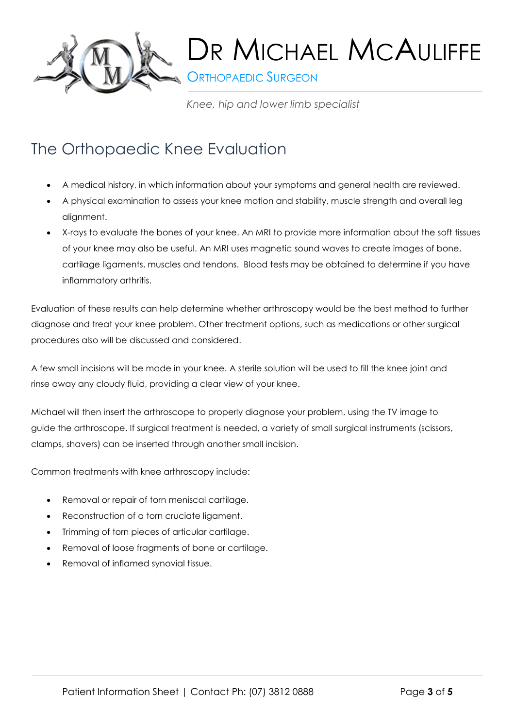# The Orthopaedic Knee Evaluation

- A medical history, in which information about your symptoms and general health are reviewed.
- A physical examination to assess your knee motion and stability, muscle strength and overall leg alignment.
- X-rays to evaluate the bones of your knee. An MRI to provide more information about the soft tissues of your knee may also be useful. An MRI uses magnetic sound waves to create images of bone, cartilage ligaments, muscles and tendons. Blood tests may be obtained to determine if you have inflammatory arthritis.

Evaluation of these results can help determine whether arthroscopy would be the best method to further diagnose and treat your knee problem. Other treatment options, such as medications or other surgical procedures also will be discussed and considered.

A few small incisions will be made in your knee. A sterile solution will be used to fill the knee joint and rinse away any cloudy fluid, providing a clear view of your knee.

Michael will then insert the arthroscope to properly diagnose your problem, using the TV image to guide the arthroscope. If surgical treatment is needed, a variety of small surgical instruments (scissors, clamps, shavers) can be inserted through another small incision.

Common treatments with knee arthroscopy include:

- Removal or repair of torn meniscal cartilage.
- Reconstruction of a torn cruciate ligament.
- Trimming of torn pieces of articular cartilage.
- Removal of loose fragments of bone or cartilage.
- Removal of inflamed synovial tissue.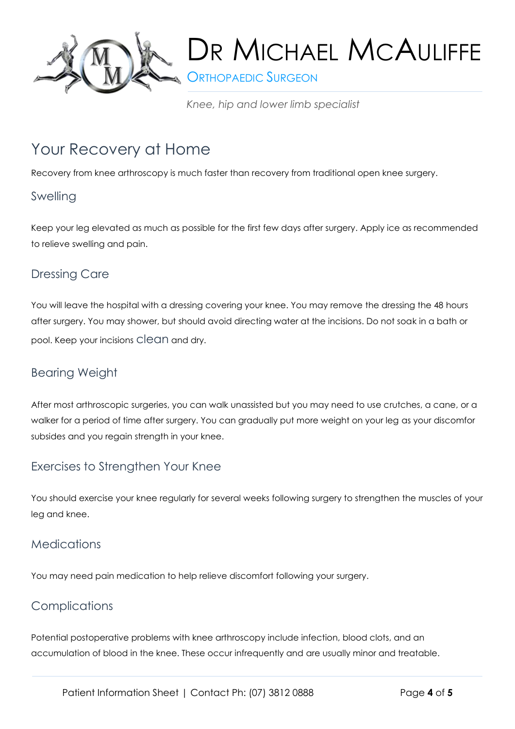# Dr Michael McAuliffe

Orthopaedic Surgeon

*Knee, hip and lower limb specialist*

## Your Recovery at Home

Recovery from knee arthroscopy is much faster than recovery from traditional open knee surgery.

### Swelling

Keep your leg elevated as much as possible for the first few days after surgery. Apply ice as recommended to relieve swelling and pain.

### Dressing Care

You will leave the hospital with a dressing covering your knee. You may remove the dressing the 48 hours after surgery. You may shower, but should avoid directing water at the incisions. Do not soak in a bath or pool. Keep your incisions clean and dry.

### Bearing Weight

After most arthroscopic surgeries, you can walk unassisted but you may need to use crutches, a cane, or a walker for a period of time after surgery. You can gradually put more weight on your leg as your discomfor subsides and you regain strength in your knee.

### Exercises to Strengthen Your Knee

You should exercise your knee regularly for several weeks following surgery to strengthen the muscles of your leg and knee.

### Medications

You may need pain medication to help relieve discomfort following your surgery.

### Complications

Potential postoperative problems with knee arthroscopy include infection, blood clots, and an accumulation of blood in the knee. These occur infrequently and are usually minor and treatable.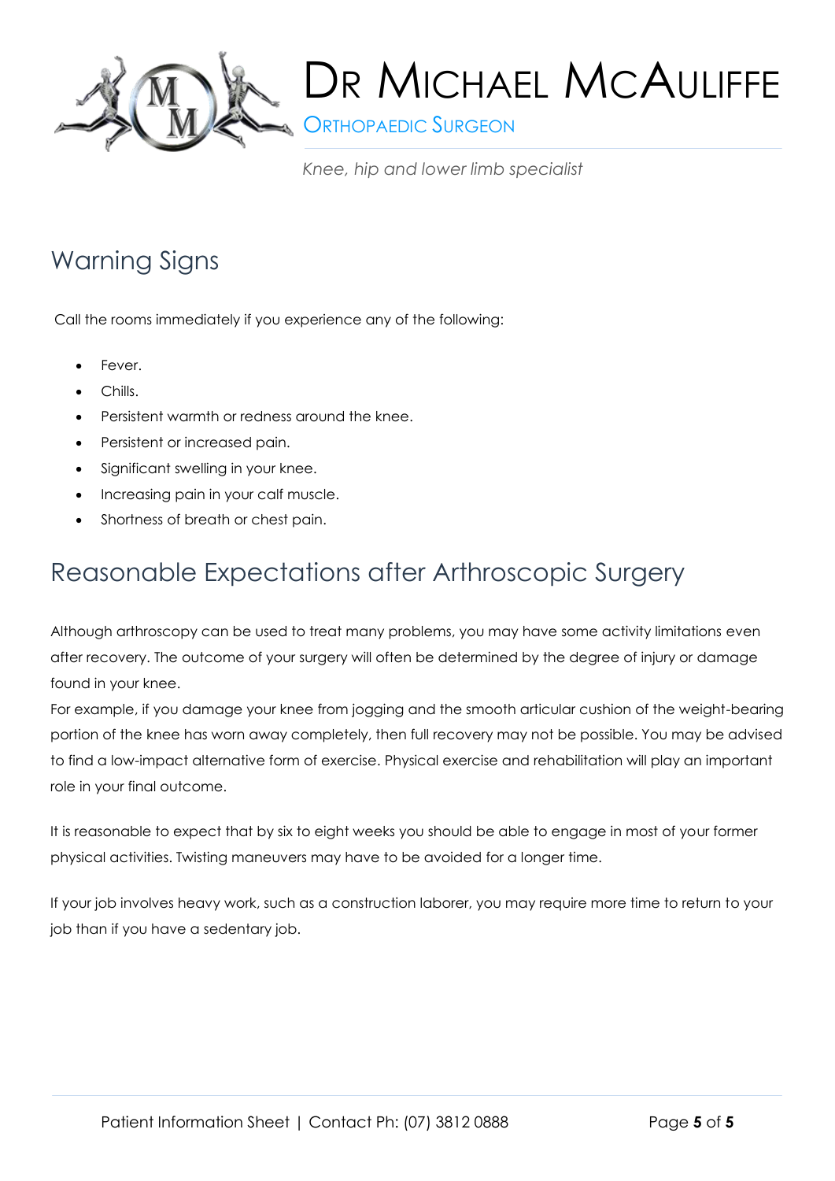## Warning Signs

Call the rooms immediately if you experience any of the following:

- Fever.
- Chills.
- Persistent warmth or redness around the knee.
- Persistent or increased pain.
- Significant swelling in your knee.
- Increasing pain in your calf muscle.
- Shortness of breath or chest pain.

## Reasonable Expectations after Arthroscopic Surgery

Although arthroscopy can be used to treat many problems, you may have some activity limitations even after recovery. The outcome of your surgery will often be determined by the degree of injury or damage found in your knee.

For example, if you damage your knee from jogging and the smooth articular cushion of the weight-bearing portion of the knee has worn away completely, then full recovery may not be possible. You may be advised to find a low-impact alternative form of exercise. Physical exercise and rehabilitation will play an important role in your final outcome.

It is reasonable to expect that by six to eight weeks you should be able to engage in most of your former physical activities. Twisting maneuvers may have to be avoided for a longer time.

If your job involves heavy work, such as a construction laborer, you may require more time to return to your job than if you have a sedentary job.